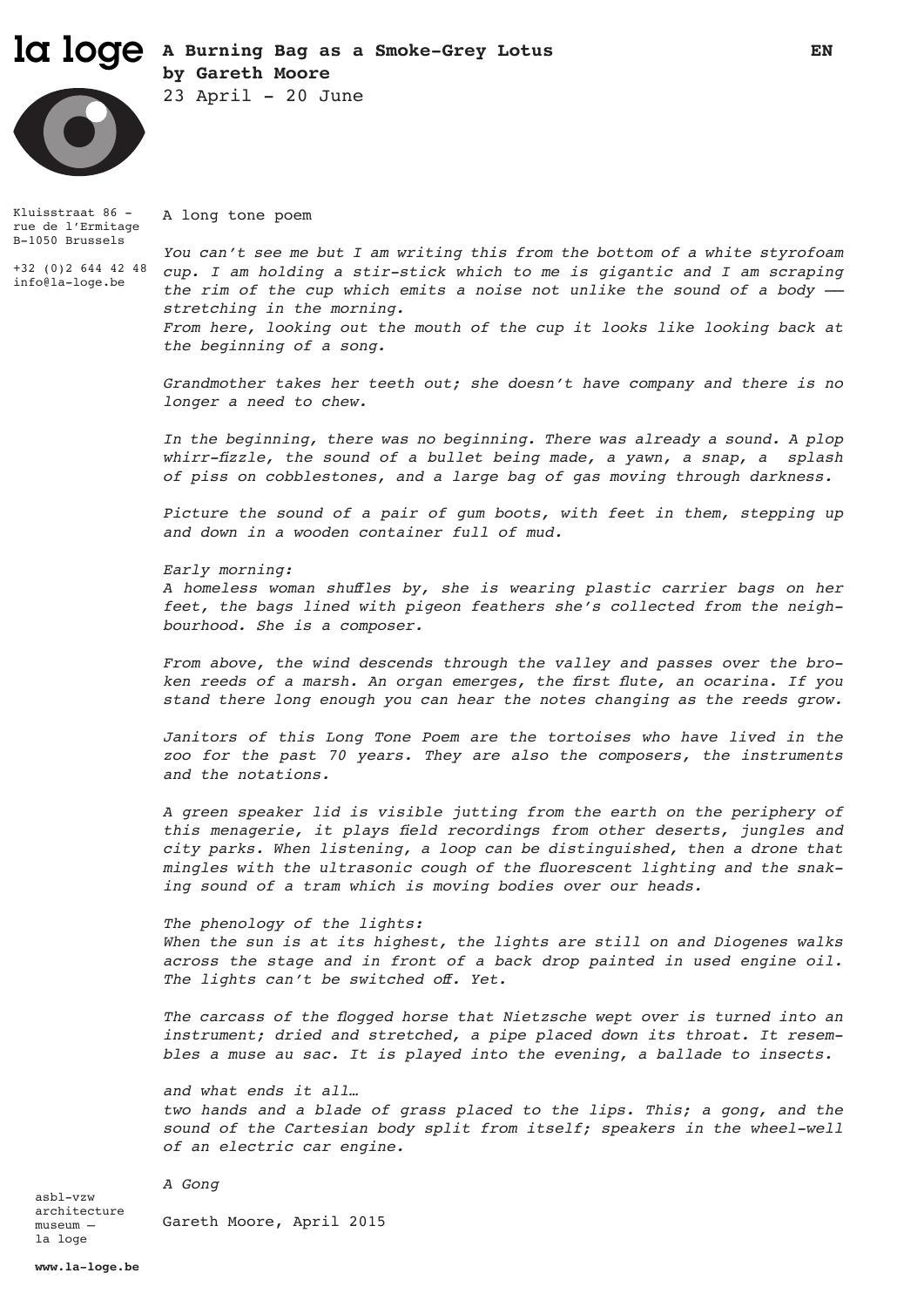la loge

**A Burning Bag as a Smoke-Grey Lotus**
**by Gareth Moore**
23 April - 20 June

EN

Kluisstraat 86 - rue de l'Ermitage
B-1050 Brussels

+32 (0)2 644 42 48
info@la-loge.be

A long tone poem

*You can't see me but I am writing this from the bottom of a white styrofoam cup. I am holding a stir-stick which to me is gigantic and I am scraping the rim of the cup which emits a noise not unlike the sound of a body —— stretching in the morning.*
*From here, looking out the mouth of the cup it looks like looking back at the beginning of a song.*

*Grandmother takes her teeth out; she doesn't have company and there is no longer a need to chew.*

*In the beginning, there was no beginning. There was already a sound. A plop whirr-fizzle, the sound of a bullet being made, a yawn, a snap, a splash of piss on cobblestones, and a large bag of gas moving through darkness.*

*Picture the sound of a pair of gum boots, with feet in them, stepping up and down in a wooden container full of mud.*

*Early morning:*
*A homeless woman shuffles by, she is wearing plastic carrier bags on her feet, the bags lined with pigeon feathers she's collected from the neighbourhood. She is a composer.*

*From above, the wind descends through the valley and passes over the broken reeds of a marsh. An organ emerges, the first flute, an ocarina. If you stand there long enough you can hear the notes changing as the reeds grow.*

*Janitors of this Long Tone Poem are the tortoises who have lived in the zoo for the past 70 years. They are also the composers, the instruments and the notations.*

*A green speaker lid is visible jutting from the earth on the periphery of this menagerie, it plays field recordings from other deserts, jungles and city parks. When listening, a loop can be distinguished, then a drone that mingles with the ultrasonic cough of the fluorescent lighting and the snaking sound of a tram which is moving bodies over our heads.*

*The phenology of the lights:*
*When the sun is at its highest, the lights are still on and Diogenes walks across the stage and in front of a back drop painted in used engine oil. The lights can't be switched off. Yet.*

*The carcass of the flogged horse that Nietzsche wept over is turned into an instrument; dried and stretched, a pipe placed down its throat. It resembles a muse au sac. It is played into the evening, a ballade to insects.*

*and what ends it all…*
*two hands and a blade of grass placed to the lips. This; a gong, and the sound of the Cartesian body split from itself; speakers in the wheel-well of an electric car engine.*

*A Gong*

Gareth Moore, April 2015

asbl-vzw
architecture museum — la loge

**www.la-loge.be**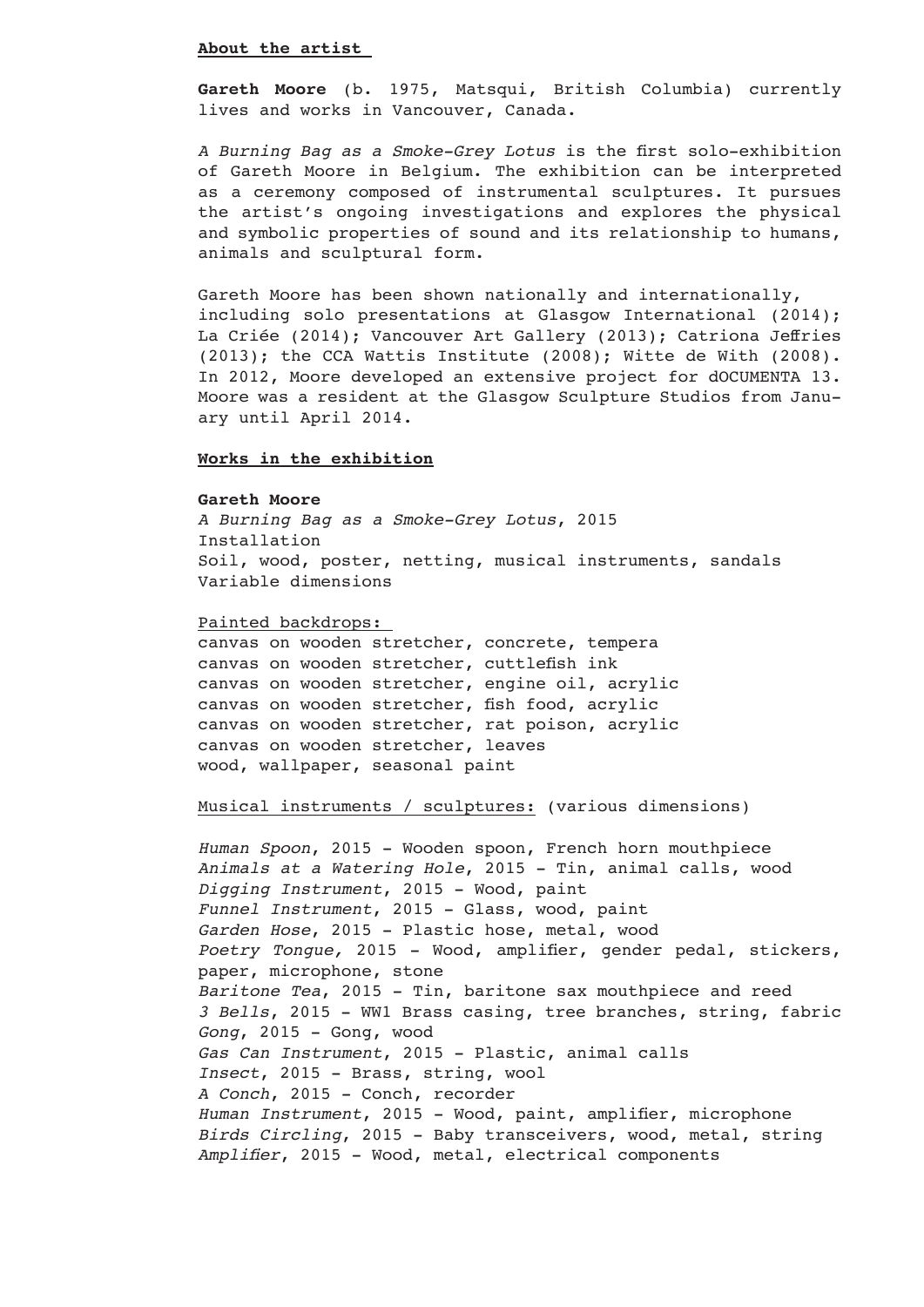## About the artist

**Gareth Moore** (b. 1975, Matsqui, British Columbia) currently lives and works in Vancouver, Canada.

*A Burning Bag as a Smoke-Grey Lotus* is the first solo-exhibition of Gareth Moore in Belgium. The exhibition can be interpreted as a ceremony composed of instrumental sculptures. It pursues the artist's ongoing investigations and explores the physical and symbolic properties of sound and its relationship to humans, animals and sculptural form.

Gareth Moore has been shown nationally and internationally, including solo presentations at Glasgow International (2014); La Criée (2014); Vancouver Art Gallery (2013); Catriona Jeffries (2013); the CCA Wattis Institute (2008); Witte de With (2008). In 2012, Moore developed an extensive project for dOCUMENTA 13. Moore was a resident at the Glasgow Sculpture Studios from January until April 2014.

## Works in the exhibition

**Gareth Moore**
*A Burning Bag as a Smoke-Grey Lotus*, 2015
Installation
Soil, wood, poster, netting, musical instruments, sandals
Variable dimensions

Painted backdrops:
canvas on wooden stretcher, concrete, tempera
canvas on wooden stretcher, cuttlefish ink
canvas on wooden stretcher, engine oil, acrylic
canvas on wooden stretcher, fish food, acrylic
canvas on wooden stretcher, rat poison, acrylic
canvas on wooden stretcher, leaves
wood, wallpaper, seasonal paint

Musical instruments / sculptures: (various dimensions)

*Human Spoon*, 2015 - Wooden spoon, French horn mouthpiece
*Animals at a Watering Hole*, 2015 - Tin, animal calls, wood
*Digging Instrument*, 2015 - Wood, paint
*Funnel Instrument*, 2015 - Glass, wood, paint
*Garden Hose*, 2015 - Plastic hose, metal, wood
*Poetry Tongue,* 2015 - Wood, amplifier, gender pedal, stickers, paper, microphone, stone
*Baritone Tea*, 2015 - Tin, baritone sax mouthpiece and reed
*3 Bells*, 2015 - WW1 Brass casing, tree branches, string, fabric
*Gong*, 2015 - Gong, wood
*Gas Can Instrument*, 2015 - Plastic, animal calls
*Insect*, 2015 - Brass, string, wool
*A Conch*, 2015 - Conch, recorder
*Human Instrument*, 2015 - Wood, paint, amplifier, microphone
*Birds Circling*, 2015 - Baby transceivers, wood, metal, string
*Amplifier*, 2015 - Wood, metal, electrical components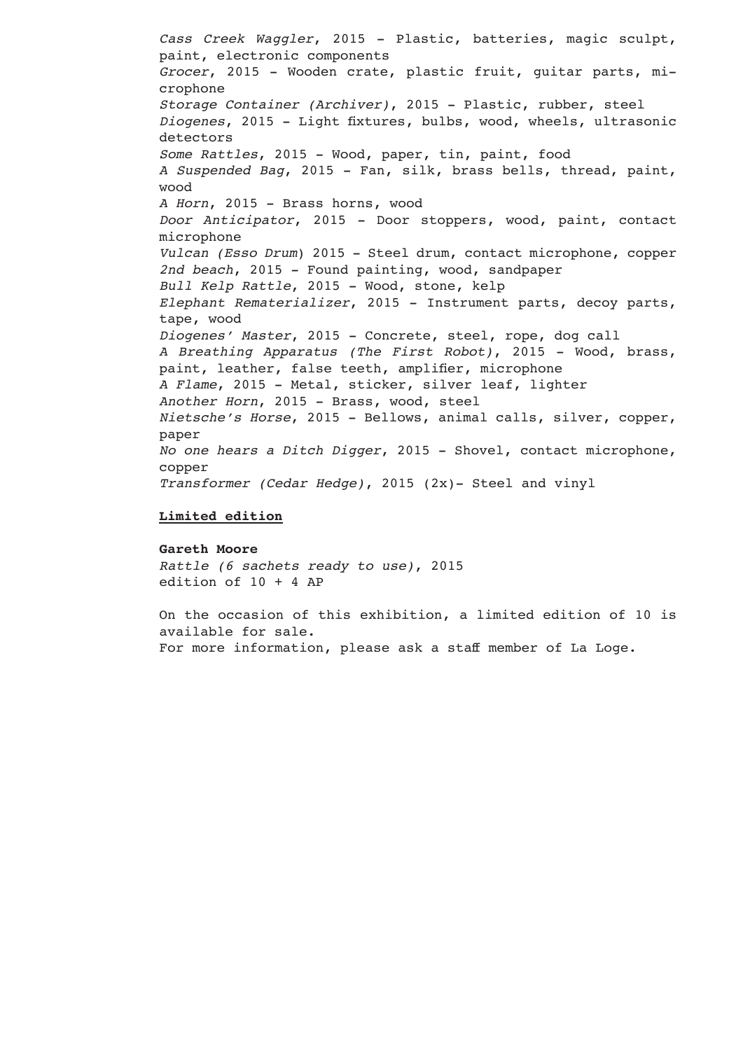*Cass Creek Waggler*, 2015 - Plastic, batteries, magic sculpt, paint, electronic components
*Grocer*, 2015 - Wooden crate, plastic fruit, guitar parts, microphone
*Storage Container (Archiver)*, 2015 - Plastic, rubber, steel
*Diogenes*, 2015 - Light fixtures, bulbs, wood, wheels, ultrasonic detectors
*Some Rattles*, 2015 - Wood, paper, tin, paint, food
*A Suspended Bag*, 2015 - Fan, silk, brass bells, thread, paint, wood
*A Horn*, 2015 - Brass horns, wood
*Door Anticipator*, 2015 - Door stoppers, wood, paint, contact microphone
*Vulcan (Esso Drum*) 2015 - Steel drum, contact microphone, copper
*2nd beach*, 2015 - Found painting, wood, sandpaper
*Bull Kelp Rattle*, 2015 - Wood, stone, kelp
*Elephant Rematerializer*, 2015 - Instrument parts, decoy parts, tape, wood
*Diogenes' Master*, 2015 - Concrete, steel, rope, dog call
*A Breathing Apparatus (The First Robot)*, 2015 - Wood, brass, paint, leather, false teeth, amplifier, microphone
*A Flame*, 2015 - Metal, sticker, silver leaf, lighter
*Another Horn*, 2015 - Brass, wood, steel
*Nietsche's Horse*, 2015 - Bellows, animal calls, silver, copper, paper
*No one hears a Ditch Digger*, 2015 - Shovel, contact microphone, copper
*Transformer (Cedar Hedge)*, 2015 (2x)- Steel and vinyl

**Limited edition**

**Gareth Moore**
*Rattle (6 sachets ready to use)*, 2015
edition of 10 + 4 AP

On the occasion of this exhibition, a limited edition of 10 is available for sale.
For more information, please ask a staff member of La Loge.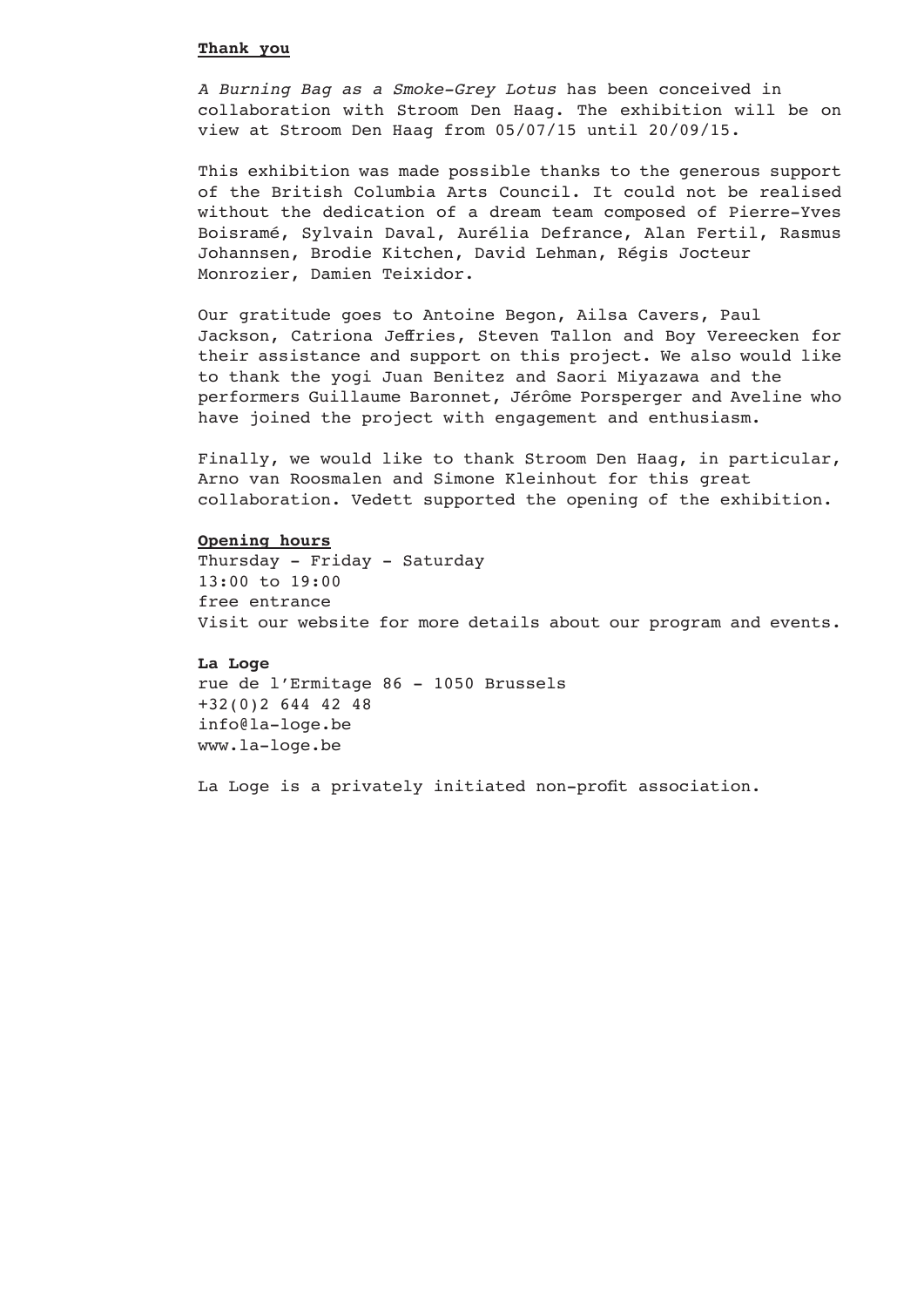**Thank you**

*A Burning Bag as a Smoke-Grey Lotus* has been conceived in collaboration with Stroom Den Haag. The exhibition will be on view at Stroom Den Haag from 05/07/15 until 20/09/15.

This exhibition was made possible thanks to the generous support of the British Columbia Arts Council. It could not be realised without the dedication of a dream team composed of Pierre-Yves Boisramé, Sylvain Daval, Aurélia Defrance, Alan Fertil, Rasmus Johannsen, Brodie Kitchen, David Lehman, Régis Jocteur Monrozier, Damien Teixidor.

Our gratitude goes to Antoine Begon, Ailsa Cavers, Paul Jackson, Catriona Jeffries, Steven Tallon and Boy Vereecken for their assistance and support on this project. We also would like to thank the yogi Juan Benitez and Saori Miyazawa and the performers Guillaume Baronnet, Jérôme Porsperger and Aveline who have joined the project with engagement and enthusiasm.

Finally, we would like to thank Stroom Den Haag, in particular, Arno van Roosmalen and Simone Kleinhout for this great collaboration. Vedett supported the opening of the exhibition.

**Opening hours**

Thursday - Friday - Saturday
13:00 to 19:00
free entrance
Visit our website for more details about our program and events.

**La Loge**

rue de l'Ermitage 86 - 1050 Brussels
+32(0)2 644 42 48
info@la-loge.be
www.la-loge.be

La Loge is a privately initiated non-profit association.